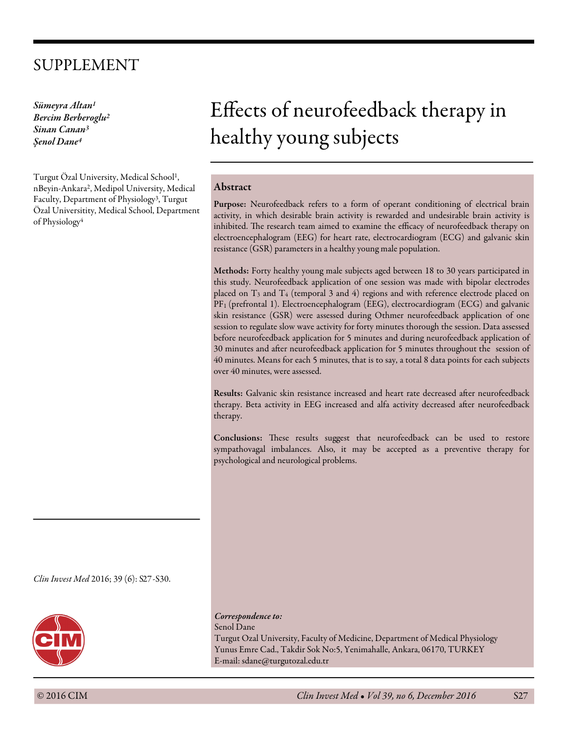SUPPLEMENT

*Sümeyra Altan[1]*
*Bercim Berberoglu[2]*
*Sinan Canan[3]*
*Şenol Dane[4]*

Turgut Özal University, Medical School[1], nBeyin-Ankara[2], Medipol University, Medical Faculty, Department of Physiology[3], Turgut Özal Universitity, Medical School, Department of Physiology[4]

# Effects of neurofeedback therapy in healthy young subjects

## Abstract

**Purpose:** Neurofeedback refers to a form of operant conditioning of electrical brain activity, in which desirable brain activity is rewarded and undesirable brain activity is inhibited. The research team aimed to examine the efficacy of neurofeedback therapy on electroencephalogram (EEG) for heart rate, electrocardiogram (ECG) and galvanic skin resistance (GSR) parameters in a healthy young male population.

**Methods:** Forty healthy young male subjects aged between 18 to 30 years participated in this study. Neurofeedback application of one session was made with bipolar electrodes placed on $T_3$ and $T_4$ (temporal 3 and 4) regions and with reference electrode placed on $PF_1$ (prefrontal 1). Electroencephalogram (EEG), electrocardiogram (ECG) and galvanic skin resistance (GSR) were assessed during Othmer neurofeedback application of one session to regulate slow wave activity for forty minutes thorough the session. Data assessed before neurofeedback application for 5 minutes and during neurofeedback application of 30 minutes and after neurofeedback application for 5 minutes throughout the session of 40 minutes. Means for each 5 minutes, that is to say, a total 8 data points for each subjects over 40 minutes, were assessed.

**Results:** Galvanic skin resistance increased and heart rate decreased after neurofeedback therapy. Beta activity in EEG increased and alfa activity decreased after neurofeedback therapy.

**Conclusions:** These results suggest that neurofeedback can be used to restore sympathovagal imbalances. Also, it may be accepted as a preventive therapy for psychological and neurological problems.

*Clin Invest Med* 2016; 39 (6): S27-S30.

*Correspondence to:*
Senol Dane
Turgut Ozal University, Faculty of Medicine, Department of Medical Physiology
Yunus Emre Cad., Takdir Sok No:5, Yenimahalle, Ankara, 06170, TURKEY
E-mail: sdane@turgutozal.edu.tr

© 2016 CIM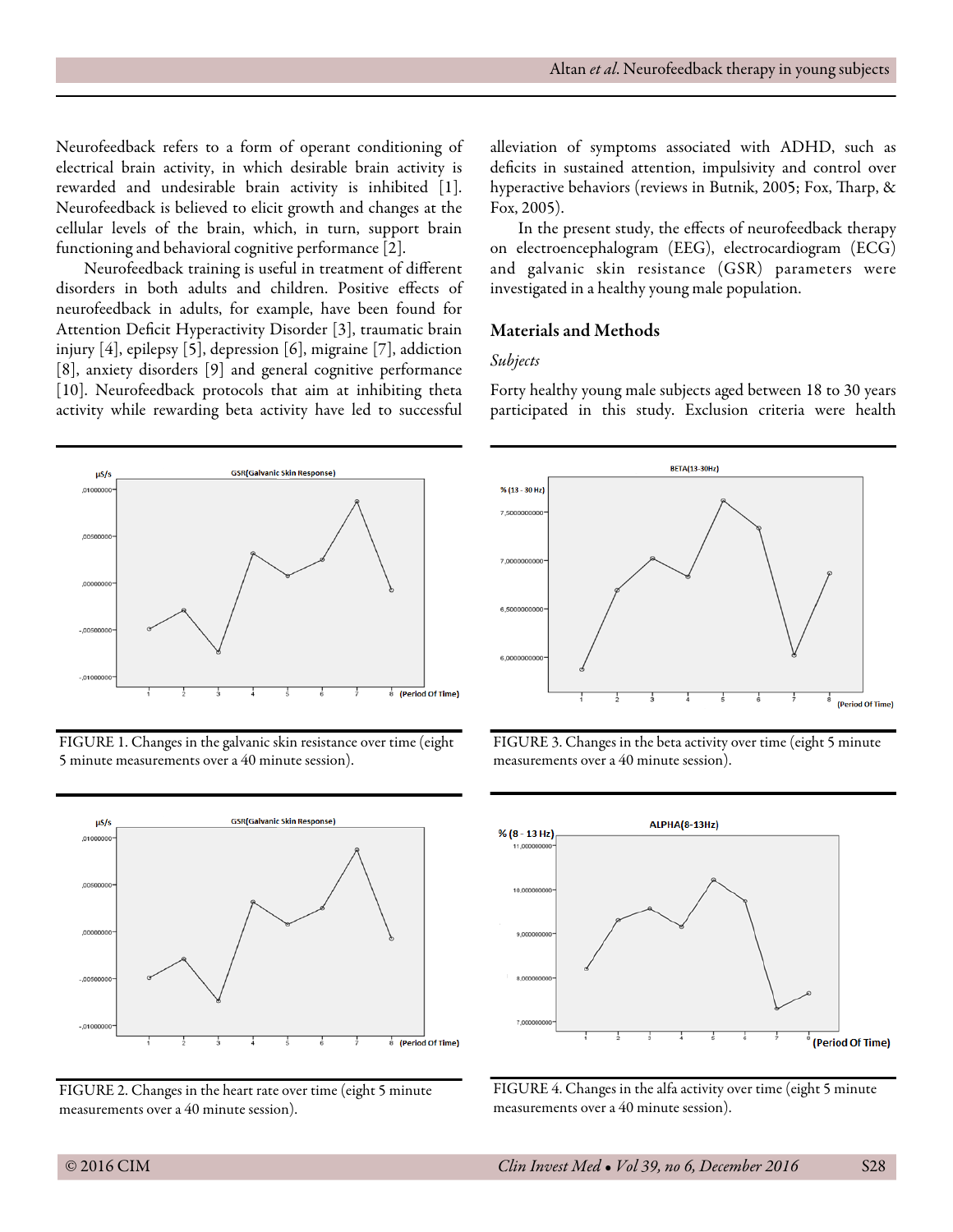Neurofeedback refers to a form of operant conditioning of electrical brain activity, in which desirable brain activity is rewarded and undesirable brain activity is inhibited [1]. Neurofeedback is believed to elicit growth and changes at the cellular levels of the brain, which, in turn, support brain functioning and behavioral cognitive performance [2].

Neurofeedback training is useful in treatment of different disorders in both adults and children. Positive effects of neurofeedback in adults, for example, have been found for Attention Deficit Hyperactivity Disorder [3], traumatic brain injury [4], epilepsy [5], depression [6], migraine [7], addiction [8], anxiety disorders [9] and general cognitive performance [10]. Neurofeedback protocols that aim at inhibiting theta activity while rewarding beta activity have led to successful alleviation of symptoms associated with ADHD, such as deficits in sustained attention, impulsivity and control over hyperactive behaviors (reviews in Butnik, 2005; Fox, Tharp, & Fox, 2005).

In the present study, the effects of neurofeedback therapy on electroencephalogram (EEG), electrocardiogram (ECG) and galvanic skin resistance (GSR) parameters were investigated in a healthy young male population.

## Materials and Methods

### *Subjects*

Forty healthy young male subjects aged between 18 to 30 years participated in this study. Exclusion criteria were health

FIGURE 1. Changes in the galvanic skin resistance over time (eight 5 minute measurements over a 40 minute session).

FIGURE 2. Changes in the heart rate over time (eight 5 minute measurements over a 40 minute session).

FIGURE 3. Changes in the beta activity over time (eight 5 minute measurements over a 40 minute session).

FIGURE 4. Changes in the alfa activity over time (eight 5 minute measurements over a 40 minute session).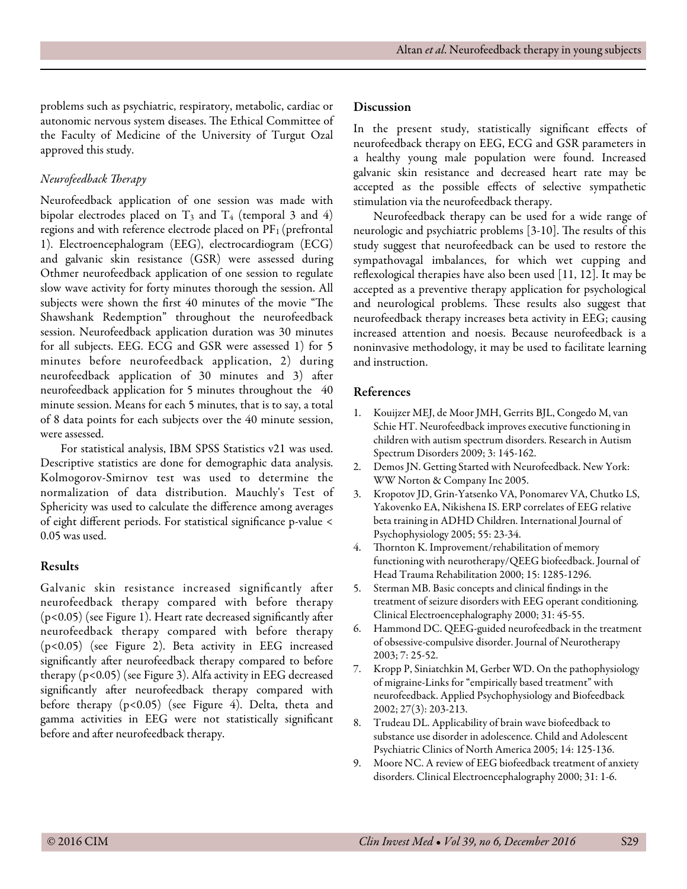problems such as psychiatric, respiratory, metabolic, cardiac or autonomic nervous system diseases. The Ethical Committee of the Faculty of Medicine of the University of Turgut Ozal approved this study.

### *Neurofeedback Therapy*

Neurofeedback application of one session was made with bipolar electrodes placed on $T_3$ and $T_4$ (temporal 3 and 4) regions and with reference electrode placed on $PF_1$ (prefrontal 1). Electroencephalogram (EEG), electrocardiogram (ECG) and galvanic skin resistance (GSR) were assessed during Othmer neurofeedback application of one session to regulate slow wave activity for forty minutes thorough the session. All subjects were shown the first 40 minutes of the movie "The Shawshank Redemption" throughout the neurofeedback session. Neurofeedback application duration was 30 minutes for all subjects. EEG. ECG and GSR were assessed 1) for 5 minutes before neurofeedback application, 2) during neurofeedback application of 30 minutes and 3) after neurofeedback application for 5 minutes throughout the 40 minute session. Means for each 5 minutes, that is to say, a total of 8 data points for each subjects over the 40 minute session, were assessed.

For statistical analysis, IBM SPSS Statistics v21 was used. Descriptive statistics are done for demographic data analysis. Kolmogorov-Smirnov test was used to determine the normalization of data distribution. Mauchly's Test of Sphericity was used to calculate the difference among averages of eight different periods. For statistical significance p-value < 0.05 was used.

## Results

Galvanic skin resistance increased significantly after neurofeedback therapy compared with before therapy ($p<0.05$) (see Figure 1). Heart rate decreased significantly after neurofeedback therapy compared with before therapy ($p<0.05$) (see Figure 2). Beta activity in EEG increased significantly after neurofeedback therapy compared to before therapy ($p<0.05$) (see Figure 3). Alfa activity in EEG decreased significantly after neurofeedback therapy compared with before therapy ($p<0.05$) (see Figure 4). Delta, theta and gamma activities in EEG were not statistically significant before and after neurofeedback therapy.

## Discussion

In the present study, statistically significant effects of neurofeedback therapy on EEG, ECG and GSR parameters in a healthy young male population were found. Increased galvanic skin resistance and decreased heart rate may be accepted as the possible effects of selective sympathetic stimulation via the neurofeedback therapy.

Neurofeedback therapy can be used for a wide range of neurologic and psychiatric problems [3-10]. The results of this study suggest that neurofeedback can be used to restore the sympathovagal imbalances, for which wet cupping and reflexological therapies have also been used [11, 12]. It may be accepted as a preventive therapy application for psychological and neurological problems. These results also suggest that neurofeedback therapy increases beta activity in EEG; causing increased attention and noesis. Because neurofeedback is a noninvasive methodology, it may be used to facilitate learning and instruction.

## References

1. Kouijzer MEJ, de Moor JMH, Gerrits BJL, Congedo M, van Schie HT. Neurofeedback improves executive functioning in children with autism spectrum disorders. Research in Autism Spectrum Disorders 2009; 3: 145-162.
2. Demos JN. Getting Started with Neurofeedback. New York: WW Norton & Company Inc 2005.
3. Kropotov JD, Grin-Yatsenko VA, Ponomarev VA, Chutko LS, Yakovenko EA, Nikishena IS. ERP correlates of EEG relative beta training in ADHD Children. International Journal of Psychophysiology 2005; 55: 23-34.
4. Thornton K. Improvement/rehabilitation of memory functioning with neurotherapy/QEEG biofeedback. Journal of Head Trauma Rehabilitation 2000; 15: 1285-1296.
5. Sterman MB. Basic concepts and clinical findings in the treatment of seizure disorders with EEG operant conditioning. Clinical Electroencephalography 2000; 31: 45-55.
6. Hammond DC. QEEG-guided neurofeedback in the treatment of obsessive-compulsive disorder. Journal of Neurotherapy 2003; 7: 25-52.
7. Kropp P, Siniatchkin M, Gerber WD. On the pathophysiology of migraine-Links for "empirically based treatment" with neurofeedback. Applied Psychophysiology and Biofeedback 2002; 27(3): 203-213.
8. Trudeau DL. Applicability of brain wave biofeedback to substance use disorder in adolescence. Child and Adolescent Psychiatric Clinics of North America 2005; 14: 125-136.
9. Moore NC. A review of EEG biofeedback treatment of anxiety disorders. Clinical Electroencephalography 2000; 31: 1-6.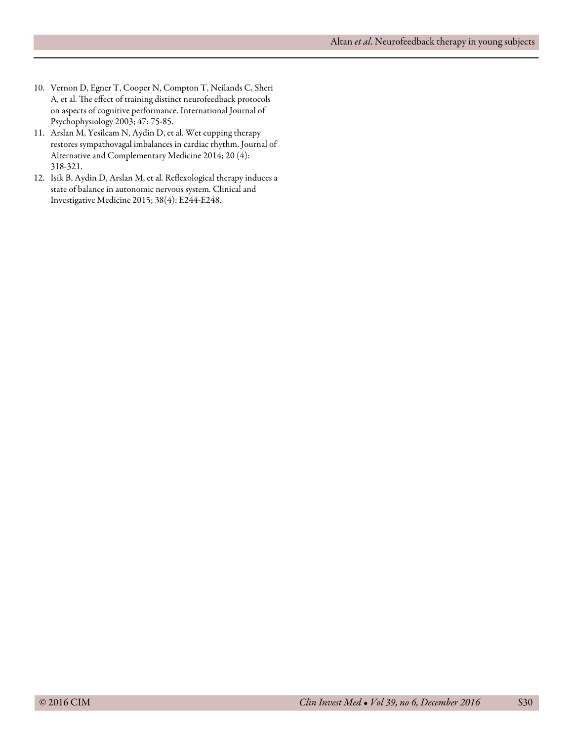10. Vernon D, Egner T, Cooper N, Compton T, Neilands C, Sheri A, et al. The effect of training distinct neurofeedback protocols on aspects of cognitive performance. International Journal of Psychophysiology 2003; 47: 75-85.
11. Arslan M, Yesilcam N, Aydin D, et al. Wet cupping therapy restores sympathovagal imbalances in cardiac rhythm. Journal of Alternative and Complementary Medicine 2014; 20 (4): 318-321.
12. Isik B, Aydin D, Arslan M, et al. Reflexological therapy induces a state of balance in autonomic nervous system. Clinical and Investigative Medicine 2015; 38(4): E244-E248.